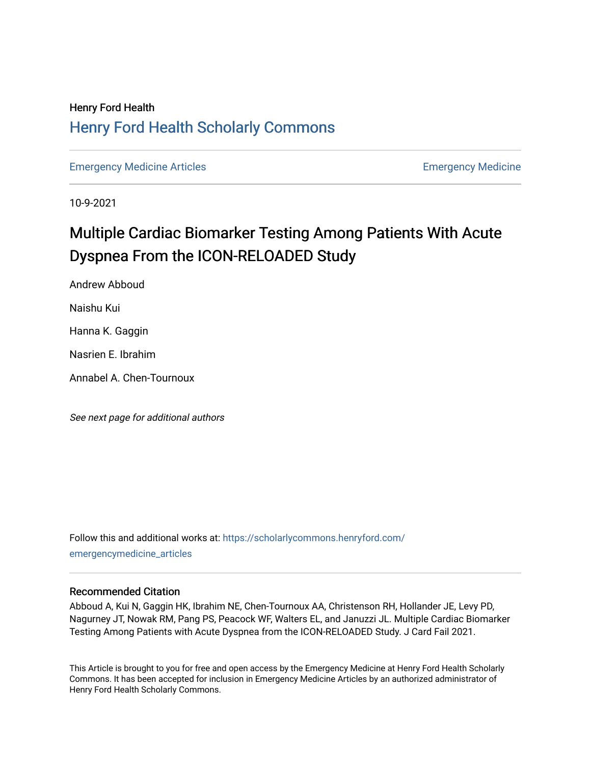Henry Ford Health

# Henry Ford Health Scholarly Commons

Emergency Medicine Articles | Emergency Medicine

10-9-2021

## Multiple Cardiac Biomarker Testing Among Patients With Acute Dyspnea From the ICON-RELOADED Study

Andrew Abboud

Naishu Kui

Hanna K. Gaggin

Nasrien E. Ibrahim

Annabel A. Chen-Tournoux

*See next page for additional authors*

Follow this and additional works at: https://scholarlycommons.henryford.com/emergencymedicine_articles

### Recommended Citation

Abboud A, Kui N, Gaggin HK, Ibrahim NE, Chen-Tournoux AA, Christenson RH, Hollander JE, Levy PD, Nagurney JT, Nowak RM, Pang PS, Peacock WF, Walters EL, and Januzzi JL. Multiple Cardiac Biomarker Testing Among Patients with Acute Dyspnea from the ICON-RELOADED Study. J Card Fail 2021.

This Article is brought to you for free and open access by the Emergency Medicine at Henry Ford Health Scholarly Commons. It has been accepted for inclusion in Emergency Medicine Articles by an authorized administrator of Henry Ford Health Scholarly Commons.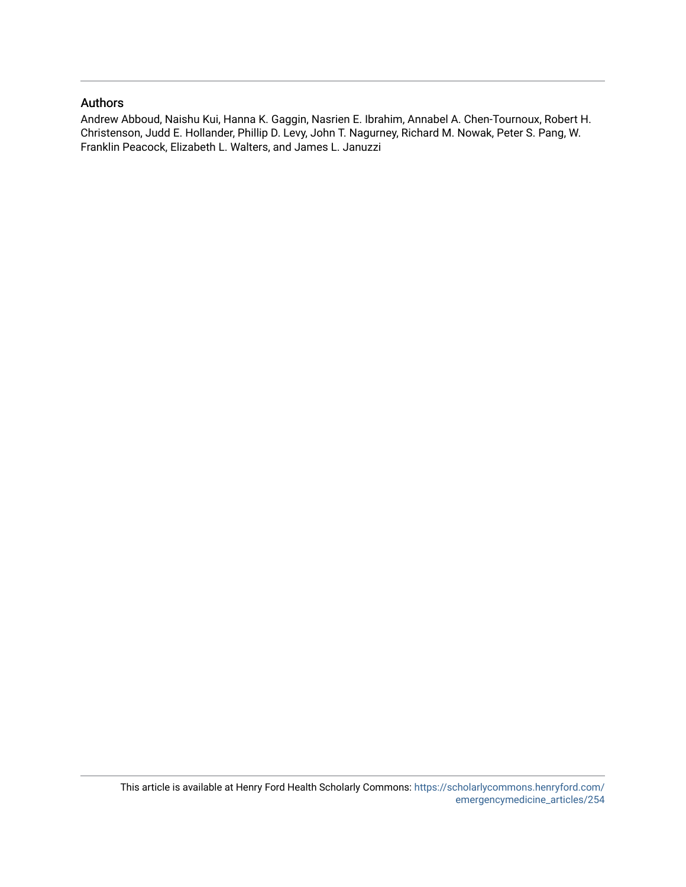## Authors

Andrew Abboud, Naishu Kui, Hanna K. Gaggin, Nasrien E. Ibrahim, Annabel A. Chen-Tournoux, Robert H. Christenson, Judd E. Hollander, Phillip D. Levy, John T. Nagurney, Richard M. Nowak, Peter S. Pang, W. Franklin Peacock, Elizabeth L. Walters, and James L. Januzzi

This article is available at Henry Ford Health Scholarly Commons: https://scholarlycommons.henryford.com/emergencymedicine_articles/254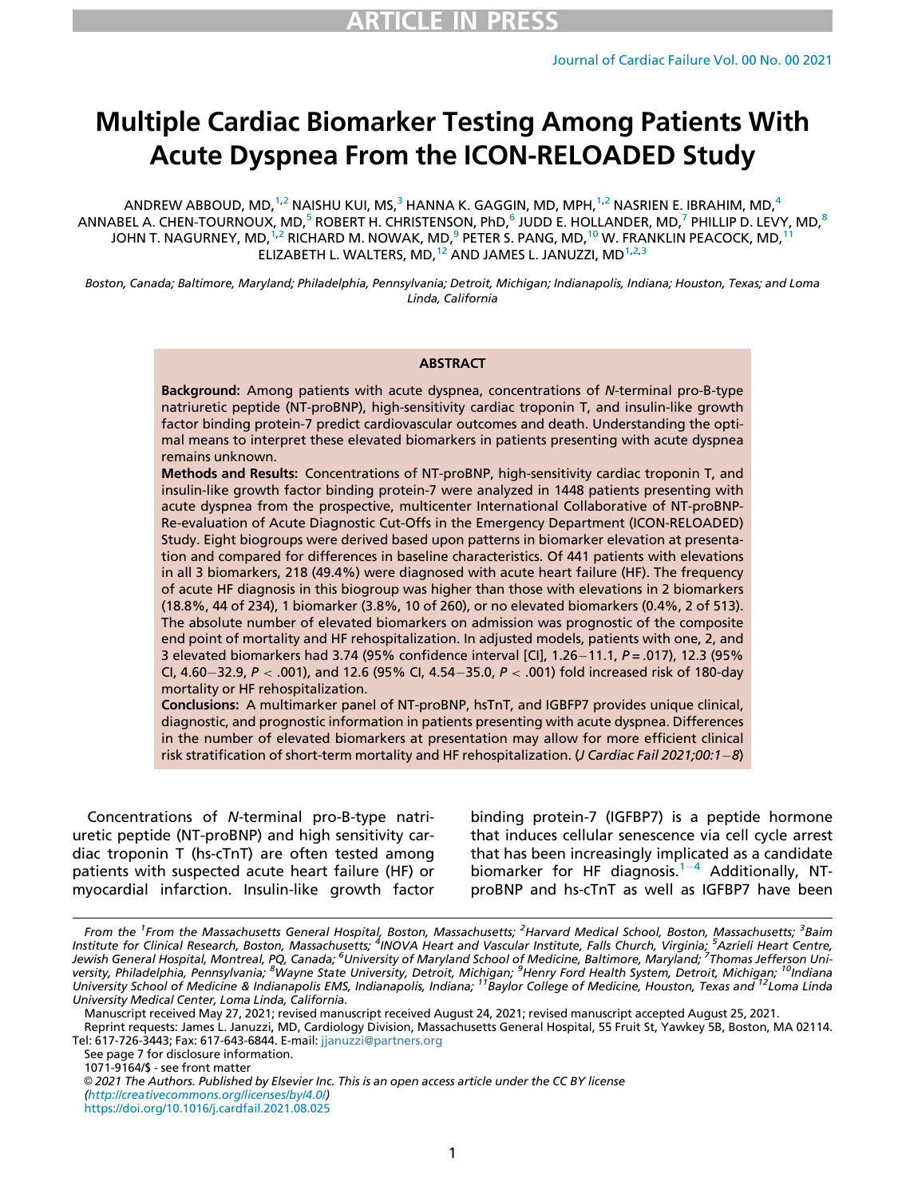# Multiple Cardiac Biomarker Testing Among Patients With Acute Dyspnea From the ICON-RELOADED Study

ANDREW ABBOUD, MD,[1,2] NAISHU KUI, MS,[3] HANNA K. GAGGIN, MD, MPH,[1,2] NASRIEN E. IBRAHIM, MD,[4] ANNABEL A. CHEN-TOURNOUX, MD,[5] ROBERT H. CHRISTENSON, PhD,[6] JUDD E. HOLLANDER, MD,[7] PHILLIP D. LEVY, MD,[8] JOHN T. NAGURNEY, MD,[1,2] RICHARD M. NOWAK, MD,[9] PETER S. PANG, MD,[10] W. FRANKLIN PEACOCK, MD,[11] ELIZABETH L. WALTERS, MD,[12] AND JAMES L. JANUZZI, MD[1,2,3]

*Boston, Canada; Baltimore, Maryland; Philadelphia, Pennsylvania; Detroit, Michigan; Indianapolis, Indiana; Houston, Texas; and Loma Linda, California*

## ABSTRACT

**Background:** Among patients with acute dyspnea, concentrations of *N*-terminal pro-B-type natriuretic peptide (NT-proBNP), high-sensitivity cardiac troponin T, and insulin-like growth factor binding protein-7 predict cardiovascular outcomes and death. Understanding the optimal means to interpret these elevated biomarkers in patients presenting with acute dyspnea remains unknown.

**Methods and Results:** Concentrations of NT-proBNP, high-sensitivity cardiac troponin T, and insulin-like growth factor binding protein-7 were analyzed in 1448 patients presenting with acute dyspnea from the prospective, multicenter International Collaborative of NT-proBNP-Re-evaluation of Acute Diagnostic Cut-Offs in the Emergency Department (ICON-RELOADED) Study. Eight biogroups were derived based upon patterns in biomarker elevation at presentation and compared for differences in baseline characteristics. Of 441 patients with elevations in all 3 biomarkers, 218 (49.4%) were diagnosed with acute heart failure (HF). The frequency of acute HF diagnosis in this biogroup was higher than those with elevations in 2 biomarkers (18.8%, 44 of 234), 1 biomarker (3.8%, 10 of 260), or no elevated biomarkers (0.4%, 2 of 513). The absolute number of elevated biomarkers on admission was prognostic of the composite end point of mortality and HF rehospitalization. In adjusted models, patients with one, 2, and 3 elevated biomarkers had 3.74 (95% confidence interval [CI], 1.26−11.1, *P* = .017), 12.3 (95% CI, 4.60−32.9, *P* < .001), and 12.6 (95% CI, 4.54−35.0, *P* < .001) fold increased risk of 180-day mortality or HF rehospitalization.

**Conclusions:** A multimarker panel of NT-proBNP, hsTnT, and IGBFP7 provides unique clinical, diagnostic, and prognostic information in patients presenting with acute dyspnea. Differences in the number of elevated biomarkers at presentation may allow for more efficient clinical risk stratification of short-term mortality and HF rehospitalization. (*J Cardiac Fail 2021;00:1−8*)

Concentrations of *N*-terminal pro-B-type natriuretic peptide (NT-proBNP) and high sensitivity cardiac troponin T (hs-cTnT) are often tested among patients with suspected acute heart failure (HF) or myocardial infarction. Insulin-like growth factor binding protein-7 (IGFBP7) is a peptide hormone that induces cellular senescence via cell cycle arrest that has been increasingly implicated as a candidate biomarker for HF diagnosis.[1−4] Additionally, NT-proBNP and hs-cTnT as well as IGFBP7 have been

---

From the [1]From the Massachusetts General Hospital, Boston, Massachusetts; [2]Harvard Medical School, Boston, Massachusetts; [3]Baim Institute for Clinical Research, Boston, Massachusetts; [4]INOVA Heart and Vascular Institute, Falls Church, Virginia; [5]Azrieli Heart Centre, Jewish General Hospital, Montreal, PQ, Canada; [6]University of Maryland School of Medicine, Baltimore, Maryland; [7]Thomas Jefferson University, Philadelphia, Pennsylvania; [8]Wayne State University, Detroit, Michigan; [9]Henry Ford Health System, Detroit, Michigan; [10]Indiana University School of Medicine & Indianapolis EMS, Indianapolis, Indiana; [11]Baylor College of Medicine, Houston, Texas and [12]Loma Linda University Medical Center, Loma Linda, California.

Manuscript received May 27, 2021; revised manuscript received August 24, 2021; revised manuscript accepted August 25, 2021.

Reprint requests: James L. Januzzi, MD, Cardiology Division, Massachusetts General Hospital, 55 Fruit St, Yawkey 5B, Boston, MA 02114. Tel: 617-726-3443; Fax: 617-643-6844. E-mail: jjanuzzi@partners.org

See page 7 for disclosure information.

1071-9164/$ - see front matter

© 2021 The Authors. Published by Elsevier Inc. This is an open access article under the CC BY license (http://creativecommons.org/licenses/by/4.0/)

https://doi.org/10.1016/j.cardfail.2021.08.025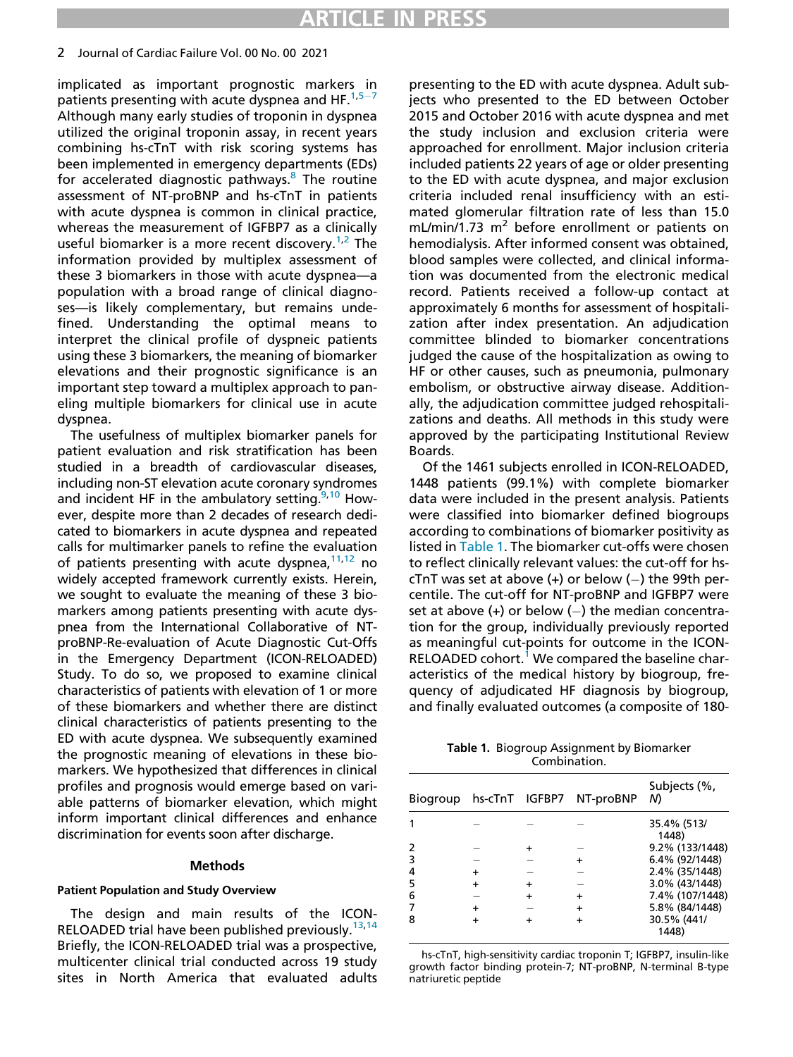implicated as important prognostic markers in patients presenting with acute dyspnea and HF.[1,5–7] Although many early studies of troponin in dyspnea utilized the original troponin assay, in recent years combining hs-cTnT with risk scoring systems has been implemented in emergency departments (EDs) for accelerated diagnostic pathways.[8] The routine assessment of NT-proBNP and hs-cTnT in patients with acute dyspnea is common in clinical practice, whereas the measurement of IGFBP7 as a clinically useful biomarker is a more recent discovery.[1,2] The information provided by multiplex assessment of these 3 biomarkers in those with acute dyspnea—a population with a broad range of clinical diagnoses—is likely complementary, but remains undefined. Understanding the optimal means to interpret the clinical profile of dyspneic patients using these 3 biomarkers, the meaning of biomarker elevations and their prognostic significance is an important step toward a multiplex approach to paneling multiple biomarkers for clinical use in acute dyspnea.

The usefulness of multiplex biomarker panels for patient evaluation and risk stratification has been studied in a breadth of cardiovascular diseases, including non-ST elevation acute coronary syndromes and incident HF in the ambulatory setting.[9,10] However, despite more than 2 decades of research dedicated to biomarkers in acute dyspnea and repeated calls for multimarker panels to refine the evaluation of patients presenting with acute dyspnea,[11,12] no widely accepted framework currently exists. Herein, we sought to evaluate the meaning of these 3 biomarkers among patients presenting with acute dyspnea from the International Collaborative of NT-proBNP-Re-evaluation of Acute Diagnostic Cut-Offs in the Emergency Department (ICON-RELOADED) Study. To do so, we proposed to examine clinical characteristics of patients with elevation of 1 or more of these biomarkers and whether there are distinct clinical characteristics of patients presenting to the ED with acute dyspnea. We subsequently examined the prognostic meaning of elevations in these biomarkers. We hypothesized that differences in clinical profiles and prognosis would emerge based on variable patterns of biomarker elevation, which might inform important clinical differences and enhance discrimination for events soon after discharge.

## Methods

### Patient Population and Study Overview

The design and main results of the ICON-RELOADED trial have been published previously.[13,14] Briefly, the ICON-RELOADED trial was a prospective, multicenter clinical trial conducted across 19 study sites in North America that evaluated adults presenting to the ED with acute dyspnea. Adult subjects who presented to the ED between October 2015 and October 2016 with acute dyspnea and met the study inclusion and exclusion criteria were approached for enrollment. Major inclusion criteria included patients 22 years of age or older presenting to the ED with acute dyspnea, and major exclusion criteria included renal insufficiency with an estimated glomerular filtration rate of less than 15.0 mL/min/1.73 m$^2$ before enrollment or patients on hemodialysis. After informed consent was obtained, blood samples were collected, and clinical information was documented from the electronic medical record. Patients received a follow-up contact at approximately 6 months for assessment of hospitalization after index presentation. An adjudication committee blinded to biomarker concentrations judged the cause of the hospitalization as owing to HF or other causes, such as pneumonia, pulmonary embolism, or obstructive airway disease. Additionally, the adjudication committee judged rehospitalizations and deaths. All methods in this study were approved by the participating Institutional Review Boards.

Of the 1461 subjects enrolled in ICON-RELOADED, 1448 patients (99.1%) with complete biomarker data were included in the present analysis. Patients were classified into biomarker defined biogroups according to combinations of biomarker positivity as listed in Table 1. The biomarker cut-offs were chosen to reflect clinically relevant values: the cut-off for hs-cTnT was set at above (+) or below (−) the 99th percentile. The cut-off for NT-proBNP and IGFBP7 were set at above (+) or below (−) the median concentration for the group, individually previously reported as meaningful cut-points for outcome in the ICON-RELOADED cohort.[1] We compared the baseline characteristics of the medical history by biogroup, frequency of adjudicated HF diagnosis by biogroup, and finally evaluated outcomes (a composite of 180-

**Table 1.** Biogroup Assignment by Biomarker Combination.

| Biogroup | hs-cTnT | IGFBP7 | NT-proBNP | Subjects (%, N) |
|---|---|---|---|---|
| 1 | − | − | − | 35.4% (513/1448) |
| 2 | − | + | − | 9.2% (133/1448) |
| 3 | − | − | + | 6.4% (92/1448) |
| 4 | + | − | − | 2.4% (35/1448) |
| 5 | + | + | − | 3.0% (43/1448) |
| 6 | − | + | + | 7.4% (107/1448) |
| 7 | + | − | + | 5.8% (84/1448) |
| 8 | + | + | + | 30.5% (441/1448) |

hs-cTnT, high-sensitivity cardiac troponin T; IGFBP7, insulin-like growth factor binding protein-7; NT-proBNP, N-terminal B-type natriuretic peptide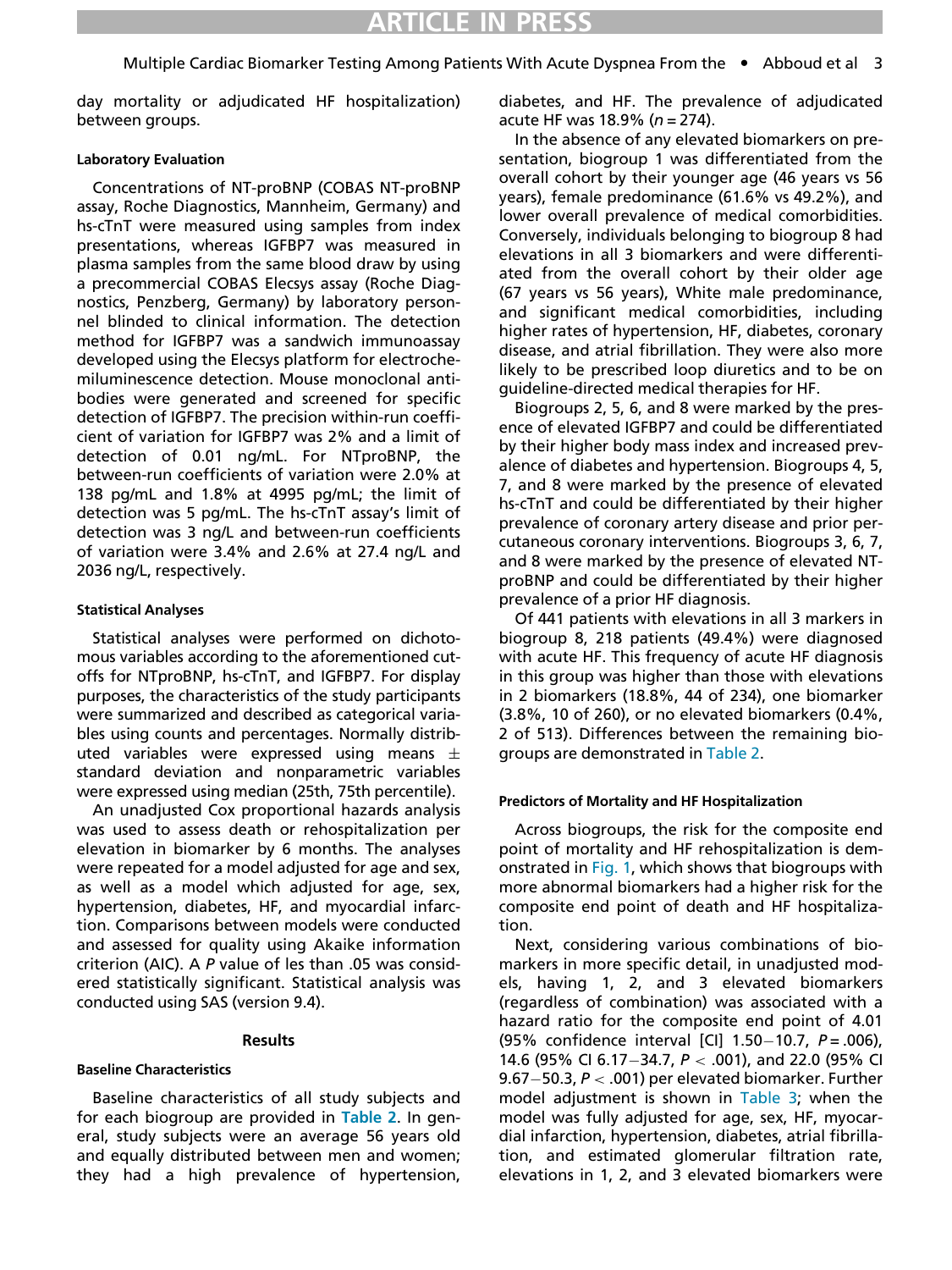day mortality or adjudicated HF hospitalization) between groups.

### Laboratory Evaluation

Concentrations of NT-proBNP (COBAS NT-proBNP assay, Roche Diagnostics, Mannheim, Germany) and hs-cTnT were measured using samples from index presentations, whereas IGFBP7 was measured in plasma samples from the same blood draw by using a precommercial COBAS Elecsys assay (Roche Diagnostics, Penzberg, Germany) by laboratory personnel blinded to clinical information. The detection method for IGFBP7 was a sandwich immunoassay developed using the Elecsys platform for electrochemiluminescence detection. Mouse monoclonal antibodies were generated and screened for specific detection of IGFBP7. The precision within-run coefficient of variation for IGFBP7 was 2% and a limit of detection of 0.01 ng/mL. For NTproBNP, the between-run coefficients of variation were 2.0% at 138 pg/mL and 1.8% at 4995 pg/mL; the limit of detection was 5 pg/mL. The hs-cTnT assay's limit of detection was 3 ng/L and between-run coefficients of variation were 3.4% and 2.6% at 27.4 ng/L and 2036 ng/L, respectively.

### Statistical Analyses

Statistical analyses were performed on dichotomous variables according to the aforementioned cutoffs for NTproBNP, hs-cTnT, and IGFBP7. For display purposes, the characteristics of the study participants were summarized and described as categorical variables using counts and percentages. Normally distributed variables were expressed using means $\pm$ standard deviation and nonparametric variables were expressed using median (25th, 75th percentile).

An unadjusted Cox proportional hazards analysis was used to assess death or rehospitalization per elevation in biomarker by 6 months. The analyses were repeated for a model adjusted for age and sex, as well as a model which adjusted for age, sex, hypertension, diabetes, HF, and myocardial infarction. Comparisons between models were conducted and assessed for quality using Akaike information criterion (AIC). A *P* value of les than .05 was considered statistically significant. Statistical analysis was conducted using SAS (version 9.4).

## Results

### Baseline Characteristics

Baseline characteristics of all study subjects and for each biogroup are provided in **Table 2**. In general, study subjects were an average 56 years old and equally distributed between men and women; they had a high prevalence of hypertension, diabetes, and HF. The prevalence of adjudicated acute HF was 18.9% ($n = 274$).

In the absence of any elevated biomarkers on presentation, biogroup 1 was differentiated from the overall cohort by their younger age (46 years vs 56 years), female predominance (61.6% vs 49.2%), and lower overall prevalence of medical comorbidities. Conversely, individuals belonging to biogroup 8 had elevations in all 3 biomarkers and were differentiated from the overall cohort by their older age (67 years vs 56 years), White male predominance, and significant medical comorbidities, including higher rates of hypertension, HF, diabetes, coronary disease, and atrial fibrillation. They were also more likely to be prescribed loop diuretics and to be on guideline-directed medical therapies for HF.

Biogroups 2, 5, 6, and 8 were marked by the presence of elevated IGFBP7 and could be differentiated by their higher body mass index and increased prevalence of diabetes and hypertension. Biogroups 4, 5, 7, and 8 were marked by the presence of elevated hs-cTnT and could be differentiated by their higher prevalence of coronary artery disease and prior percutaneous coronary interventions. Biogroups 3, 6, 7, and 8 were marked by the presence of elevated NT-proBNP and could be differentiated by their higher prevalence of a prior HF diagnosis.

Of 441 patients with elevations in all 3 markers in biogroup 8, 218 patients (49.4%) were diagnosed with acute HF. This frequency of acute HF diagnosis in this group was higher than those with elevations in 2 biomarkers (18.8%, 44 of 234), one biomarker (3.8%, 10 of 260), or no elevated biomarkers (0.4%, 2 of 513). Differences between the remaining biogroups are demonstrated in Table 2.

### Predictors of Mortality and HF Hospitalization

Across biogroups, the risk for the composite end point of mortality and HF rehospitalization is demonstrated in Fig. 1, which shows that biogroups with more abnormal biomarkers had a higher risk for the composite end point of death and HF hospitalization.

Next, considering various combinations of biomarkers in more specific detail, in unadjusted models, having 1, 2, and 3 elevated biomarkers (regardless of combination) was associated with a hazard ratio for the composite end point of 4.01 (95% confidence interval [CI] 1.50−10.7, $P = .006$), 14.6 (95% CI 6.17−34.7, $P < .001$), and 22.0 (95% CI 9.67−50.3, $P < .001$) per elevated biomarker. Further model adjustment is shown in Table 3; when the model was fully adjusted for age, sex, HF, myocardial infarction, hypertension, diabetes, atrial fibrillation, and estimated glomerular filtration rate, elevations in 1, 2, and 3 elevated biomarkers were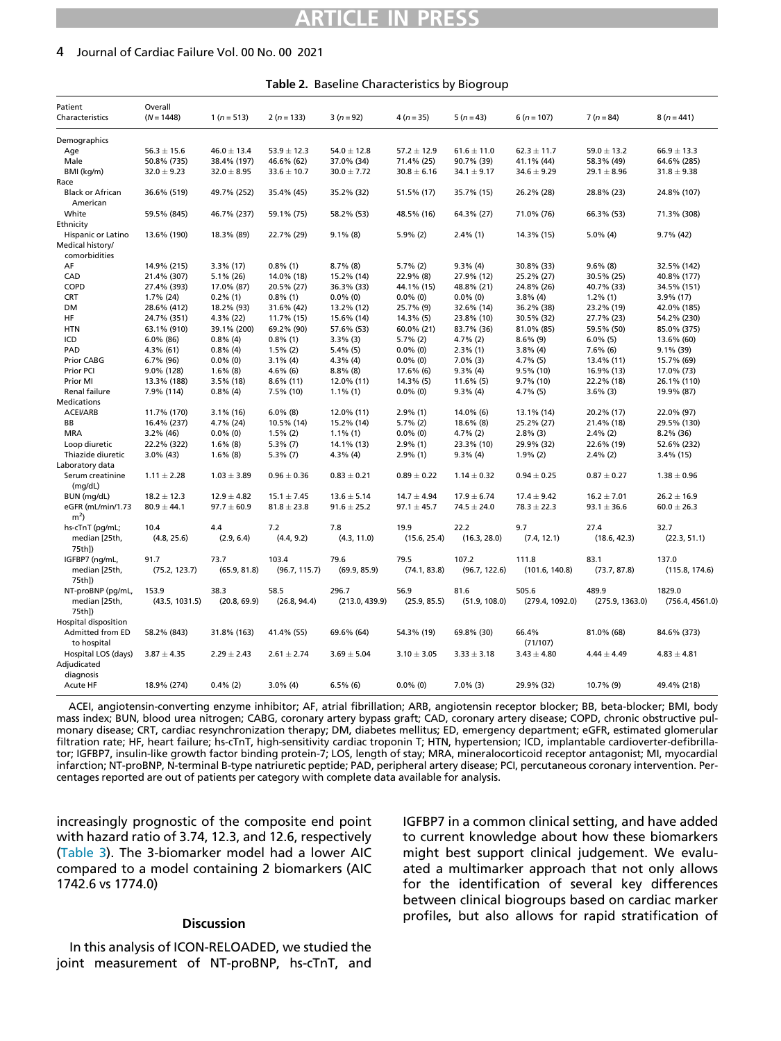**Table 2.** Baseline Characteristics by Biogroup

| Patient Characteristics | Overall (N = 1448) | 1 (n = 513) | 2 (n = 133) | 3 (n = 92) | 4 (n = 35) | 5 (n = 43) | 6 (n = 107) | 7 (n = 84) | 8 (n = 441) |
|---|---|---|---|---|---|---|---|---|---|
| Demographics | | | | | | | | | |
| Age | 56.3 ± 15.6 | 46.0 ± 13.4 | 53.9 ± 12.3 | 54.0 ± 12.8 | 57.2 ± 12.9 | 61.6 ± 11.0 | 62.3 ± 11.7 | 59.0 ± 13.2 | 66.9 ± 13.3 |
| Male | 50.8% (735) | 38.4% (197) | 46.6% (62) | 37.0% (34) | 71.4% (25) | 90.7% (39) | 41.1% (44) | 58.3% (49) | 64.6% (285) |
| BMI (kg/m) | 32.0 ± 9.23 | 32.0 ± 8.95 | 33.6 ± 10.7 | 30.0 ± 7.72 | 30.8 ± 6.16 | 34.1 ± 9.17 | 34.6 ± 9.29 | 29.1 ± 8.96 | 31.8 ± 9.38 |
| Race | | | | | | | | | |
| Black or African American | 36.6% (519) | 49.7% (252) | 35.4% (45) | 35.2% (32) | 51.5% (17) | 35.7% (15) | 26.2% (28) | 28.8% (23) | 24.8% (107) |
| White | 59.5% (845) | 46.7% (237) | 59.1% (75) | 58.2% (53) | 48.5% (16) | 64.3% (27) | 71.0% (76) | 66.3% (53) | 71.3% (308) |
| Ethnicity | | | | | | | | | |
| Hispanic or Latino | 13.6% (190) | 18.3% (89) | 22.7% (29) | 9.1% (8) | 5.9% (2) | 2.4% (1) | 14.3% (15) | 5.0% (4) | 9.7% (42) |
| Medical history/ comorbidities | | | | | | | | | |
| AF | 14.9% (215) | 3.3% (17) | 0.8% (1) | 8.7% (8) | 5.7% (2) | 9.3% (4) | 30.8% (33) | 9.6% (8) | 32.5% (142) |
| CAD | 21.4% (307) | 5.1% (26) | 14.0% (18) | 15.2% (14) | 22.9% (8) | 27.9% (12) | 25.2% (27) | 30.5% (25) | 40.8% (177) |
| COPD | 27.4% (393) | 17.0% (87) | 20.5% (27) | 36.3% (33) | 44.1% (15) | 48.8% (21) | 24.8% (26) | 40.7% (33) | 34.5% (151) |
| CRT | 1.7% (24) | 0.2% (1) | 0.8% (1) | 0.0% (0) | 0.0% (0) | 0.0% (0) | 3.8% (4) | 1.2% (1) | 3.9% (17) |
| DM | 28.6% (412) | 18.2% (93) | 31.6% (42) | 13.2% (12) | 25.7% (9) | 32.6% (14) | 36.2% (38) | 23.2% (19) | 42.0% (185) |
| HF | 24.7% (351) | 4.3% (22) | 11.7% (15) | 15.6% (14) | 14.3% (5) | 23.8% (10) | 30.5% (32) | 27.7% (23) | 54.2% (230) |
| HTN | 63.1% (910) | 39.1% (200) | 69.2% (90) | 57.6% (53) | 60.0% (21) | 83.7% (36) | 81.0% (85) | 59.5% (50) | 85.0% (375) |
| ICD | 6.0% (86) | 0.8% (4) | 0.8% (1) | 3.3% (3) | 5.7% (2) | 4.7% (2) | 8.6% (9) | 6.0% (5) | 13.6% (60) |
| PAD | 4.3% (61) | 0.8% (4) | 1.5% (2) | 5.4% (5) | 0.0% (0) | 2.3% (1) | 3.8% (4) | 7.6% (6) | 9.1% (39) |
| Prior CABG | 6.7% (96) | 0.0% (0) | 3.1% (4) | 4.3% (4) | 0.0% (0) | 7.0% (3) | 4.7% (5) | 13.4% (11) | 15.7% (69) |
| Prior PCI | 9.0% (128) | 1.6% (8) | 4.6% (6) | 8.8% (8) | 17.6% (6) | 9.3% (4) | 9.5% (10) | 16.9% (13) | 17.0% (73) |
| Prior MI | 13.3% (188) | 3.5% (18) | 8.6% (11) | 12.0% (11) | 14.3% (5) | 11.6% (5) | 9.7% (10) | 22.2% (18) | 26.1% (110) |
| Renal failure | 7.9% (114) | 0.8% (4) | 7.5% (10) | 1.1% (1) | 0.0% (0) | 9.3% (4) | 4.7% (5) | 3.6% (3) | 19.9% (87) |
| Medications | | | | | | | | | |
| ACEI/ARB | 11.7% (170) | 3.1% (16) | 6.0% (8) | 12.0% (11) | 2.9% (1) | 14.0% (6) | 13.1% (14) | 20.2% (17) | 22.0% (97) |
| BB | 16.4% (237) | 4.7% (24) | 10.5% (14) | 15.2% (14) | 5.7% (2) | 18.6% (8) | 25.2% (27) | 21.4% (18) | 29.5% (130) |
| MRA | 3.2% (46) | 0.0% (0) | 1.5% (2) | 1.1% (1) | 0.0% (0) | 4.7% (2) | 2.8% (3) | 2.4% (2) | 8.2% (36) |
| Loop diuretic | 22.2% (322) | 1.6% (8) | 5.3% (7) | 14.1% (13) | 2.9% (1) | 23.3% (10) | 29.9% (32) | 22.6% (19) | 52.6% (232) |
| Thiazide diuretic | 3.0% (43) | 1.6% (8) | 5.3% (7) | 4.3% (4) | 2.9% (1) | 9.3% (4) | 1.9% (2) | 2.4% (2) | 3.4% (15) |
| Laboratory data | | | | | | | | | |
| Serum creatinine (mg/dL) | 1.11 ± 2.28 | 1.03 ± 3.89 | 0.96 ± 0.36 | 0.83 ± 0.21 | 0.89 ± 0.22 | 1.14 ± 0.32 | 0.94 ± 0.25 | 0.87 ± 0.27 | 1.38 ± 0.96 |
| BUN (mg/dL) | 18.2 ± 12.3 | 12.9 ± 4.82 | 15.1 ± 7.45 | 13.6 ± 5.14 | 14.7 ± 4.94 | 17.9 ± 6.74 | 17.4 ± 9.42 | 16.2 ± 7.01 | 26.2 ± 16.9 |
| eGFR (mL/min/1.73 $m^2$) | 80.9 ± 44.1 | 97.7 ± 60.9 | 81.8 ± 23.8 | 91.6 ± 25.2 | 97.1 ± 45.7 | 74.5 ± 24.0 | 78.3 ± 22.3 | 93.1 ± 36.6 | 60.0 ± 26.3 |
| hs-cTnT (pg/mL; median [25th, 75th]) | 10.4 (4.8, 25.6) | 4.4 (2.9, 6.4) | 7.2 (4.4, 9.2) | 7.8 (4.3, 11.0) | 19.9 (15.6, 25.4) | 22.2 (16.3, 28.0) | 9.7 (7.4, 12.1) | 27.4 (18.6, 42.3) | 32.7 (22.3, 51.1) |
| IGFBP7 (ng/mL, median [25th, 75th]) | 91.7 (75.2, 123.7) | 73.7 (65.9, 81.8) | 103.4 (96.7, 115.7) | 79.6 (69.9, 85.9) | 79.5 (74.1, 83.8) | 107.2 (96.7, 122.6) | 111.8 (101.6, 140.8) | 83.1 (73.7, 87.8) | 137.0 (115.8, 174.6) |
| NT-proBNP (pg/mL, median [25th, 75th]) | 153.9 (43.5, 1031.5) | 38.3 (20.8, 69.9) | 58.5 (26.8, 94.4) | 296.7 (213.0, 439.9) | 56.9 (25.9, 85.5) | 81.6 (51.9, 108.0) | 505.6 (279.4, 1092.0) | 489.9 (275.9, 1363.0) | 1829.0 (756.4, 4561.0) |
| Hospital disposition | | | | | | | | | |
| Admitted from ED to hospital | 58.2% (843) | 31.8% (163) | 41.4% (55) | 69.6% (64) | 54.3% (19) | 69.8% (30) | 66.4% (71/107) | 81.0% (68) | 84.6% (373) |
| Hospital LOS (days) | 3.87 ± 4.35 | 2.29 ± 2.43 | 2.61 ± 2.74 | 3.69 ± 5.04 | 3.10 ± 3.05 | 3.33 ± 3.18 | 3.43 ± 4.80 | 4.44 ± 4.49 | 4.83 ± 4.81 |
| Adjudicated diagnosis | | | | | | | | | |
| Acute HF | 18.9% (274) | 0.4% (2) | 3.0% (4) | 6.5% (6) | 0.0% (0) | 7.0% (3) | 29.9% (32) | 10.7% (9) | 49.4% (218) |

ACEI, angiotensin-converting enzyme inhibitor; AF, atrial fibrillation; ARB, angiotensin receptor blocker; BB, beta-blocker; BMI, body mass index; BUN, blood urea nitrogen; CABG, coronary artery bypass graft; CAD, coronary artery disease; COPD, chronic obstructive pulmonary disease; CRT, cardiac resynchronization therapy; DM, diabetes mellitus; ED, emergency department; eGFR, estimated glomerular filtration rate; HF, heart failure; hs-cTnT, high-sensitivity cardiac troponin T; HTN, hypertension; ICD, implantable cardioverter-defibrillator; IGFBP7, insulin-like growth factor binding protein-7; LOS, length of stay; MRA, mineralocorticoid receptor antagonist; MI, myocardial infarction; NT-proBNP, N-terminal B-type natriuretic peptide; PAD, peripheral artery disease; PCI, percutaneous coronary intervention. Percentages reported are out of patients per category with complete data available for analysis.

increasingly prognostic of the composite end point with hazard ratio of 3.74, 12.3, and 12.6, respectively (Table 3). The 3-biomarker model had a lower AIC compared to a model containing 2 biomarkers (AIC 1742.6 vs 1774.0)

## Discussion

In this analysis of ICON-RELOADED, we studied the joint measurement of NT-proBNP, hs-cTnT, and IGFBP7 in a common clinical setting, and have added to current knowledge about how these biomarkers might best support clinical judgement. We evaluated a multimarker approach that not only allows for the identification of several key differences between clinical biogroups based on cardiac marker profiles, but also allows for rapid stratification of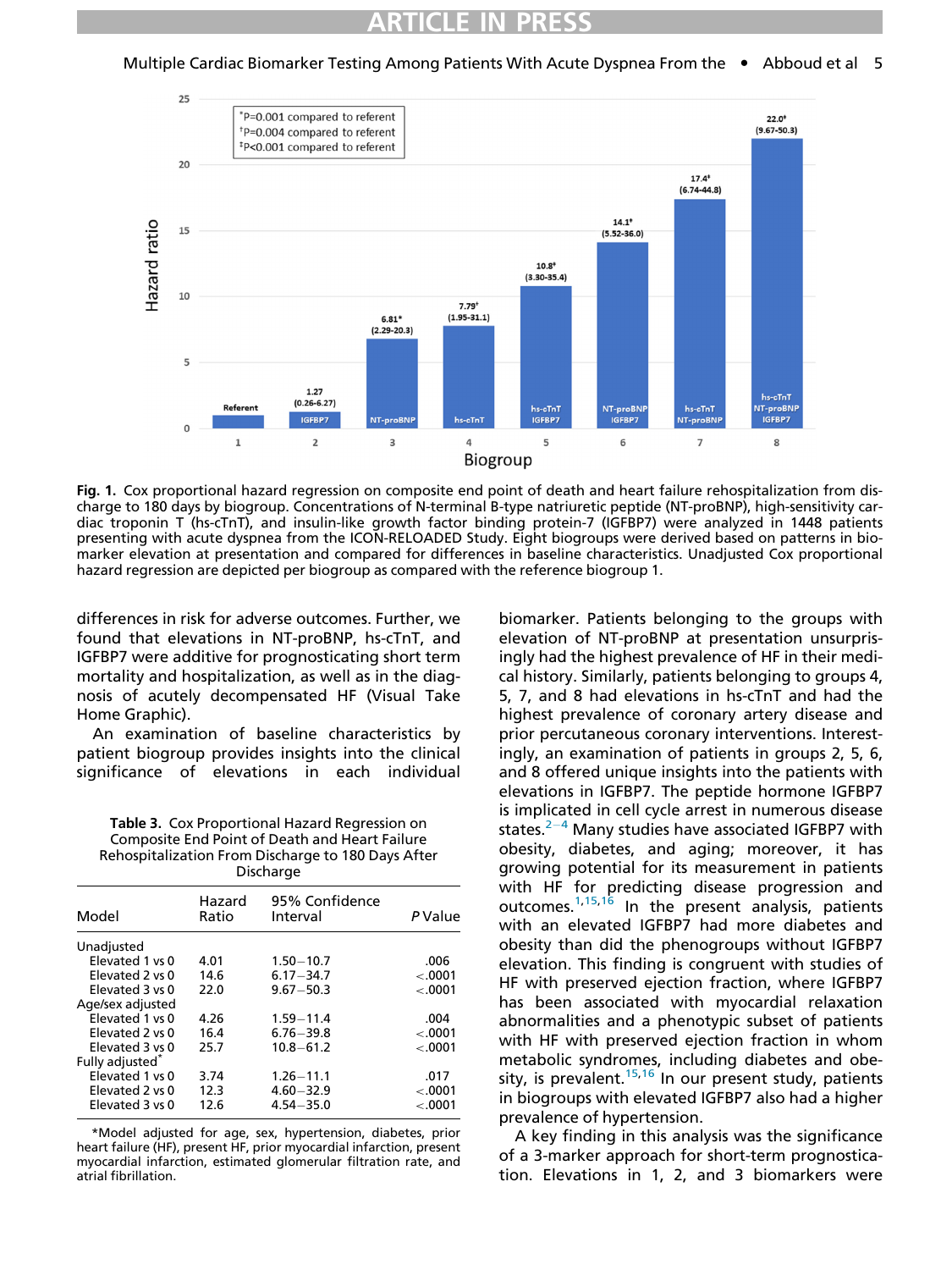25

20

15

10

5

0

Hazard ratio

*P=0.001 compared to referent
†P=0.004 compared to referent
‡P<0.001 compared to referent

Referent

1.27
(0.26-6.27)
IGFBP7

6.81*
(2.29-20.3)
NT-proBNP

7.79†
(1.95-31.1)
hs-cTnT

10.8‡
(3.30-35.4)
hs-cTnT
IGFBP7

14.1‡
(5.52-36.0)
NT-proBNP
IGFBP7

17.4‡
(6.74-44.8)
hs-cTnT
NT-proBNP

22.0‡
(9.67-50.3)
hs-cTnT
NT-proBNP
IGFBP7

1 2 3 4 5 6 7 8

Biogroup

**Fig. 1.** Cox proportional hazard regression on composite end point of death and heart failure rehospitalization from discharge to 180 days by biogroup. Concentrations of N-terminal B-type natriuretic peptide (NT-proBNP), high-sensitivity cardiac troponin T (hs-cTnT), and insulin-like growth factor binding protein-7 (IGFBP7) were analyzed in 1448 patients presenting with acute dyspnea from the ICON-RELOADED Study. Eight biogroups were derived based on patterns in biomarker elevation at presentation and compared for differences in baseline characteristics. Unadjusted Cox proportional hazard regression are depicted per biogroup as compared with the reference biogroup 1.

differences in risk for adverse outcomes. Further, we found that elevations in NT-proBNP, hs-cTnT, and IGFBP7 were additive for prognosticating short term mortality and hospitalization, as well as in the diagnosis of acutely decompensated HF (Visual Take Home Graphic).

An examination of baseline characteristics by patient biogroup provides insights into the clinical significance of elevations in each individual biomarker. Patients belonging to the groups with elevation of NT-proBNP at presentation unsurprisingly had the highest prevalence of HF in their medical history. Similarly, patients belonging to groups 4, 5, 7, and 8 had elevations in hs-cTnT and had the highest prevalence of coronary artery disease and prior percutaneous coronary interventions. Interestingly, an examination of patients in groups 2, 5, 6, and 8 offered unique insights into the patients with elevations in IGFBP7. The peptide hormone IGFBP7 is implicated in cell cycle arrest in numerous disease states.[2–4] Many studies have associated IGFBP7 with obesity, diabetes, and aging; moreover, it has growing potential for its measurement in patients with HF for predicting disease progression and outcomes.[1,15,16] In the present analysis, patients with an elevated IGFBP7 had more diabetes and obesity than did the phenogroups without IGFBP7 elevation. This finding is congruent with studies of HF with preserved ejection fraction, where IGFBP7 has been associated with myocardial relaxation abnormalities and a phenotypic subset of patients with HF with preserved ejection fraction in whom metabolic syndromes, including diabetes and obesity, is prevalent.[15,16] In our present study, patients in biogroups with elevated IGFBP7 also had a higher prevalence of hypertension.

A key finding in this analysis was the significance of a 3-marker approach for short-term prognostication. Elevations in 1, 2, and 3 biomarkers were

**Table 3.** Cox Proportional Hazard Regression on Composite End Point of Death and Heart Failure Rehospitalization From Discharge to 180 Days After Discharge

| Model | Hazard Ratio | 95% Confidence Interval | P Value |
|---|---|---|---|
| Unadjusted | | | |
| Elevated 1 vs 0 | 4.01 | 1.50–10.7 | .006 |
| Elevated 2 vs 0 | 14.6 | 6.17–34.7 | <.0001 |
| Elevated 3 vs 0 | 22.0 | 9.67–50.3 | <.0001 |
| Age/sex adjusted | | | |
| Elevated 1 vs 0 | 4.26 | 1.59–11.4 | .004 |
| Elevated 2 vs 0 | 16.4 | 6.76–39.8 | <.0001 |
| Elevated 3 vs 0 | 25.7 | 10.8–61.2 | <.0001 |
| Fully adjusted* | | | |
| Elevated 1 vs 0 | 3.74 | 1.26–11.1 | .017 |
| Elevated 2 vs 0 | 12.3 | 4.60–32.9 | <.0001 |
| Elevated 3 vs 0 | 12.6 | 4.54–35.0 | <.0001 |

*Model adjusted for age, sex, hypertension, diabetes, prior heart failure (HF), present HF, prior myocardial infarction, present myocardial infarction, estimated glomerular filtration rate, and atrial fibrillation.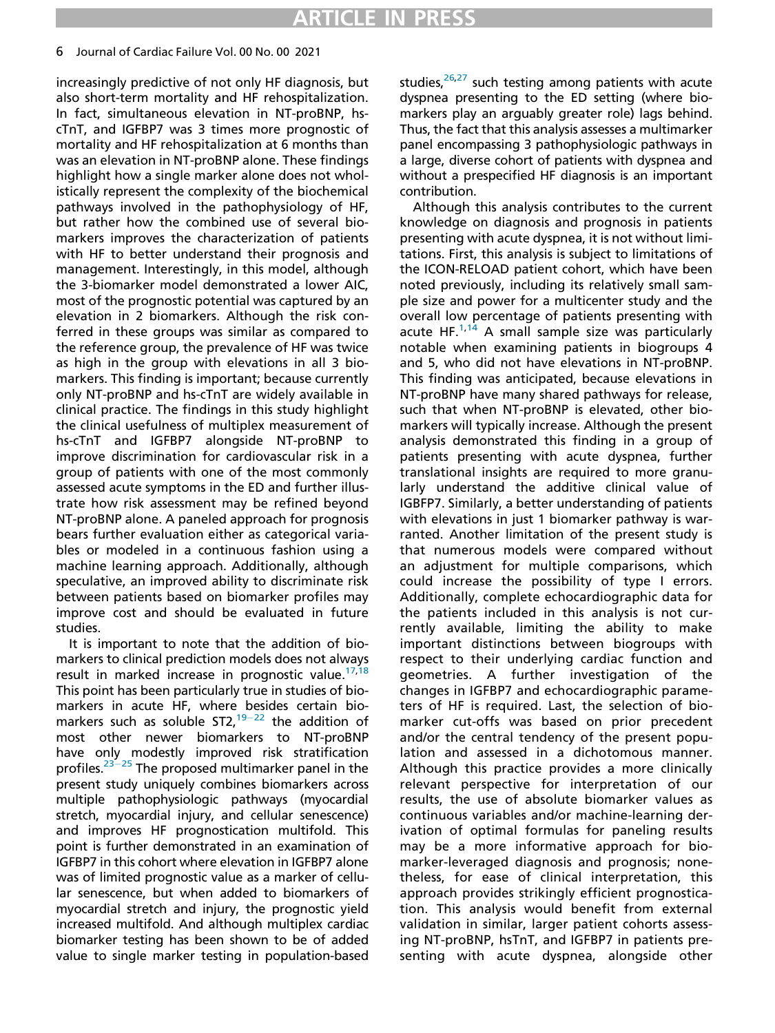increasingly predictive of not only HF diagnosis, but also short-term mortality and HF rehospitalization. In fact, simultaneous elevation in NT-proBNP, hs-cTnT, and IGFBP7 was 3 times more prognostic of mortality and HF rehospitalization at 6 months than was an elevation in NT-proBNP alone. These findings highlight how a single marker alone does not wholistically represent the complexity of the biochemical pathways involved in the pathophysiology of HF, but rather how the combined use of several biomarkers improves the characterization of patients with HF to better understand their prognosis and management. Interestingly, in this model, although the 3-biomarker model demonstrated a lower AIC, most of the prognostic potential was captured by an elevation in 2 biomarkers. Although the risk conferred in these groups was similar as compared to the reference group, the prevalence of HF was twice as high in the group with elevations in all 3 biomarkers. This finding is important; because currently only NT-proBNP and hs-cTnT are widely available in clinical practice. The findings in this study highlight the clinical usefulness of multiplex measurement of hs-cTnT and IGFBP7 alongside NT-proBNP to improve discrimination for cardiovascular risk in a group of patients with one of the most commonly assessed acute symptoms in the ED and further illustrate how risk assessment may be refined beyond NT-proBNP alone. A paneled approach for prognosis bears further evaluation either as categorical variables or modeled in a continuous fashion using a machine learning approach. Additionally, although speculative, an improved ability to discriminate risk between patients based on biomarker profiles may improve cost and should be evaluated in future studies.

It is important to note that the addition of biomarkers to clinical prediction models does not always result in marked increase in prognostic value.[17,18] This point has been particularly true in studies of biomarkers in acute HF, where besides certain biomarkers such as soluble ST2,[19–22] the addition of most other newer biomarkers to NT-proBNP have only modestly improved risk stratification profiles.[23–25] The proposed multimarker panel in the present study uniquely combines biomarkers across multiple pathophysiologic pathways (myocardial stretch, myocardial injury, and cellular senescence) and improves HF prognostication multifold. This point is further demonstrated in an examination of IGFBP7 in this cohort where elevation in IGFBP7 alone was of limited prognostic value as a marker of cellular senescence, but when added to biomarkers of myocardial stretch and injury, the prognostic yield increased multifold. And although multiplex cardiac biomarker testing has been shown to be of added value to single marker testing in population-based studies,[26,27] such testing among patients with acute dyspnea presenting to the ED setting (where biomarkers play an arguably greater role) lags behind. Thus, the fact that this analysis assesses a multimarker panel encompassing 3 pathophysiologic pathways in a large, diverse cohort of patients with dyspnea and without a prespecified HF diagnosis is an important contribution.

Although this analysis contributes to the current knowledge on diagnosis and prognosis in patients presenting with acute dyspnea, it is not without limitations. First, this analysis is subject to limitations of the ICON-RELOAD patient cohort, which have been noted previously, including its relatively small sample size and power for a multicenter study and the overall low percentage of patients presenting with acute HF.[1,14] A small sample size was particularly notable when examining patients in biogroups 4 and 5, who did not have elevations in NT-proBNP. This finding was anticipated, because elevations in NT-proBNP have many shared pathways for release, such that when NT-proBNP is elevated, other biomarkers will typically increase. Although the present analysis demonstrated this finding in a group of patients presenting with acute dyspnea, further translational insights are required to more granularly understand the additive clinical value of IGBFP7. Similarly, a better understanding of patients with elevations in just 1 biomarker pathway is warranted. Another limitation of the present study is that numerous models were compared without an adjustment for multiple comparisons, which could increase the possibility of type I errors. Additionally, complete echocardiographic data for the patients included in this analysis is not currently available, limiting the ability to make important distinctions between biogroups with respect to their underlying cardiac function and geometries. A further investigation of the changes in IGFBP7 and echocardiographic parameters of HF is required. Last, the selection of biomarker cut-offs was based on prior precedent and/or the central tendency of the present population and assessed in a dichotomous manner. Although this practice provides a more clinically relevant perspective for interpretation of our results, the use of absolute biomarker values as continuous variables and/or machine-learning derivation of optimal formulas for paneling results may be a more informative approach for biomarker-leveraged diagnosis and prognosis; nonetheless, for ease of clinical interpretation, this approach provides strikingly efficient prognostication. This analysis would benefit from external validation in similar, larger patient cohorts assessing NT-proBNP, hsTnT, and IGFBP7 in patients presenting with acute dyspnea, alongside other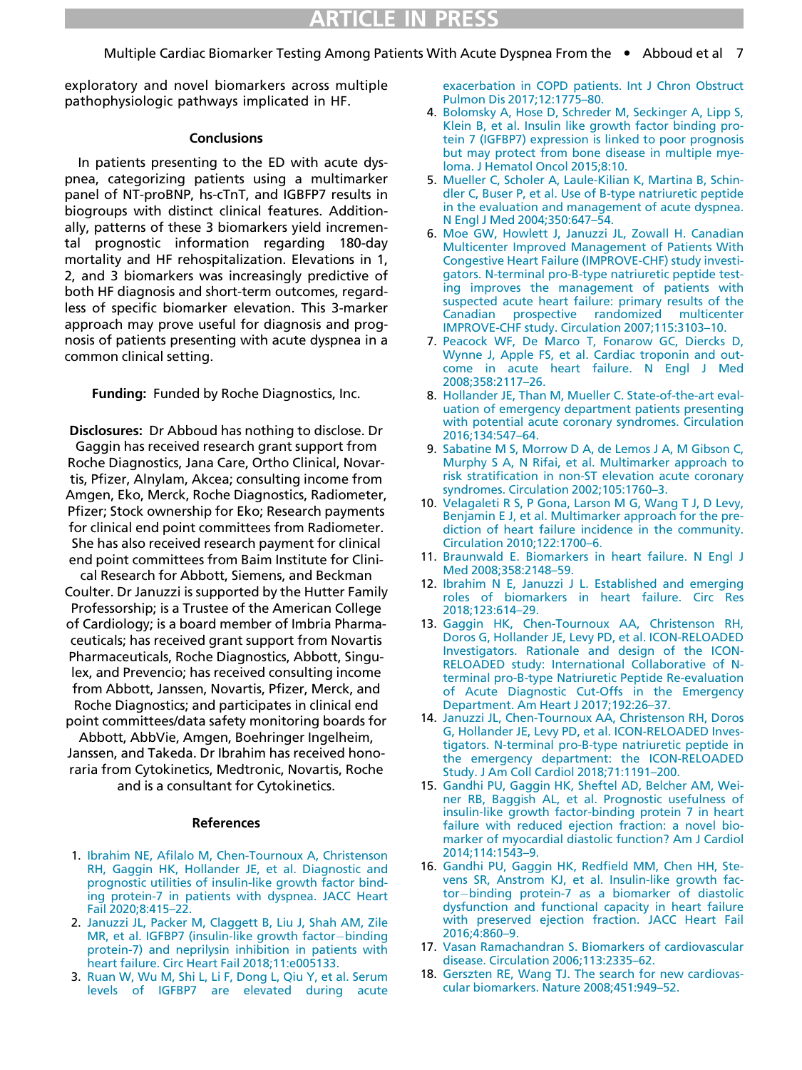exploratory and novel biomarkers across multiple pathophysiologic pathways implicated in HF.

## Conclusions

In patients presenting to the ED with acute dyspnea, categorizing patients using a multimarker panel of NT-proBNP, hs-cTnT, and IGBFP7 results in biogroups with distinct clinical features. Additionally, patterns of these 3 biomarkers yield incremental prognostic information regarding 180-day mortality and HF rehospitalization. Elevations in 1, 2, and 3 biomarkers was increasingly predictive of both HF diagnosis and short-term outcomes, regardless of specific biomarker elevation. This 3-marker approach may prove useful for diagnosis and prognosis of patients presenting with acute dyspnea in a common clinical setting.

**Funding:** Funded by Roche Diagnostics, Inc.

**Disclosures:** Dr Abboud has nothing to disclose. Dr Gaggin has received research grant support from Roche Diagnostics, Jana Care, Ortho Clinical, Novartis, Pfizer, Alnylam, Akcea; consulting income from Amgen, Eko, Merck, Roche Diagnostics, Radiometer, Pfizer; Stock ownership for Eko; Research payments for clinical end point committees from Radiometer. She has also received research payment for clinical end point committees from Baim Institute for Clinical Research for Abbott, Siemens, and Beckman Coulter. Dr Januzzi is supported by the Hutter Family Professorship; is a Trustee of the American College of Cardiology; is a board member of Imbria Pharmaceuticals; has received grant support from Novartis Pharmaceuticals, Roche Diagnostics, Abbott, Singulex, and Prevencio; has received consulting income from Abbott, Janssen, Novartis, Pfizer, Merck, and Roche Diagnostics; and participates in clinical end point committees/data safety monitoring boards for Abbott, AbbVie, Amgen, Boehringer Ingelheim, Janssen, and Takeda. Dr Ibrahim has received honoraria from Cytokinetics, Medtronic, Novartis, Roche and is a consultant for Cytokinetics.

## References

1. Ibrahim NE, Afilalo M, Chen-Tournoux A, Christenson RH, Gaggin HK, Hollander JE, et al. Diagnostic and prognostic utilities of insulin-like growth factor binding protein-7 in patients with dyspnea. JACC Heart Fail 2020;8:415–22.
2. Januzzi JL, Packer M, Claggett B, Liu J, Shah AM, Zile MR, et al. IGFBP7 (insulin-like growth factor−binding protein-7) and neprilysin inhibition in patients with heart failure. Circ Heart Fail 2018;11:e005133.
3. Ruan W, Wu M, Shi L, Li F, Dong L, Qiu Y, et al. Serum levels of IGFBP7 are elevated during acute exacerbation in COPD patients. Int J Chron Obstruct Pulmon Dis 2017;12:1775–80.
4. Bolomsky A, Hose D, Schreder M, Seckinger A, Lipp S, Klein B, et al. Insulin like growth factor binding protein 7 (IGFBP7) expression is linked to poor prognosis but may protect from bone disease in multiple myeloma. J Hematol Oncol 2015;8:10.
5. Mueller C, Scholer A, Laule-Kilian K, Martina B, Schindler C, Buser P, et al. Use of B-type natriuretic peptide in the evaluation and management of acute dyspnea. N Engl J Med 2004;350:647–54.
6. Moe GW, Howlett J, Januzzi JL, Zowall H. Canadian Multicenter Improved Management of Patients With Congestive Heart Failure (IMPROVE-CHF) study investigators. N-terminal pro-B-type natriuretic peptide testing improves the management of patients with suspected acute heart failure: primary results of the Canadian prospective randomized multicenter IMPROVE-CHF study. Circulation 2007;115:3103–10.
7. Peacock WF, De Marco T, Fonarow GC, Diercks D, Wynne J, Apple FS, et al. Cardiac troponin and outcome in acute heart failure. N Engl J Med 2008;358:2117–26.
8. Hollander JE, Than M, Mueller C. State-of-the-art evaluation of emergency department patients presenting with potential acute coronary syndromes. Circulation 2016;134:547–64.
9. Sabatine M S, Morrow D A, de Lemos J A, M Gibson C, Murphy S A, N Rifai, et al. Multimarker approach to risk stratification in non-ST elevation acute coronary syndromes. Circulation 2002;105:1760–3.
10. Velagaleti R S, P Gona, Larson M G, Wang T J, D Levy, Benjamin E J, et al. Multimarker approach for the prediction of heart failure incidence in the community. Circulation 2010;122:1700–6.
11. Braunwald E. Biomarkers in heart failure. N Engl J Med 2008;358:2148–59.
12. Ibrahim N E, Januzzi J L. Established and emerging roles of biomarkers in heart failure. Circ Res 2018;123:614–29.
13. Gaggin HK, Chen-Tournoux AA, Christenson RH, Doros G, Hollander JE, Levy PD, et al. ICON-RELOADED Investigators. Rationale and design of the ICON-RELOADED study: International Collaborative of N-terminal pro-B-type Natriuretic Peptide Re-evaluation of Acute Diagnostic Cut-Offs in the Emergency Department. Am Heart J 2017;192:26–37.
14. Januzzi JL, Chen-Tournoux AA, Christenson RH, Doros G, Hollander JE, Levy PD, et al. ICON-RELOADED Investigators. N-terminal pro-B-type natriuretic peptide in the emergency department: the ICON-RELOADED Study. J Am Coll Cardiol 2018;71:1191–200.
15. Gandhi PU, Gaggin HK, Sheftel AD, Belcher AM, Weiner RB, Baggish AL, et al. Prognostic usefulness of insulin-like growth factor-binding protein 7 in heart failure with reduced ejection fraction: a novel biomarker of myocardial diastolic function? Am J Cardiol 2014;114:1543–9.
16. Gandhi PU, Gaggin HK, Redfield MM, Chen HH, Stevens SR, Anstrom KJ, et al. Insulin-like growth factor−binding protein-7 as a biomarker of diastolic dysfunction and functional capacity in heart failure with preserved ejection fraction. JACC Heart Fail 2016;4:860–9.
17. Vasan Ramachandran S. Biomarkers of cardiovascular disease. Circulation 2006;113:2335–62.
18. Gerszten RE, Wang TJ. The search for new cardiovascular biomarkers. Nature 2008;451:949–52.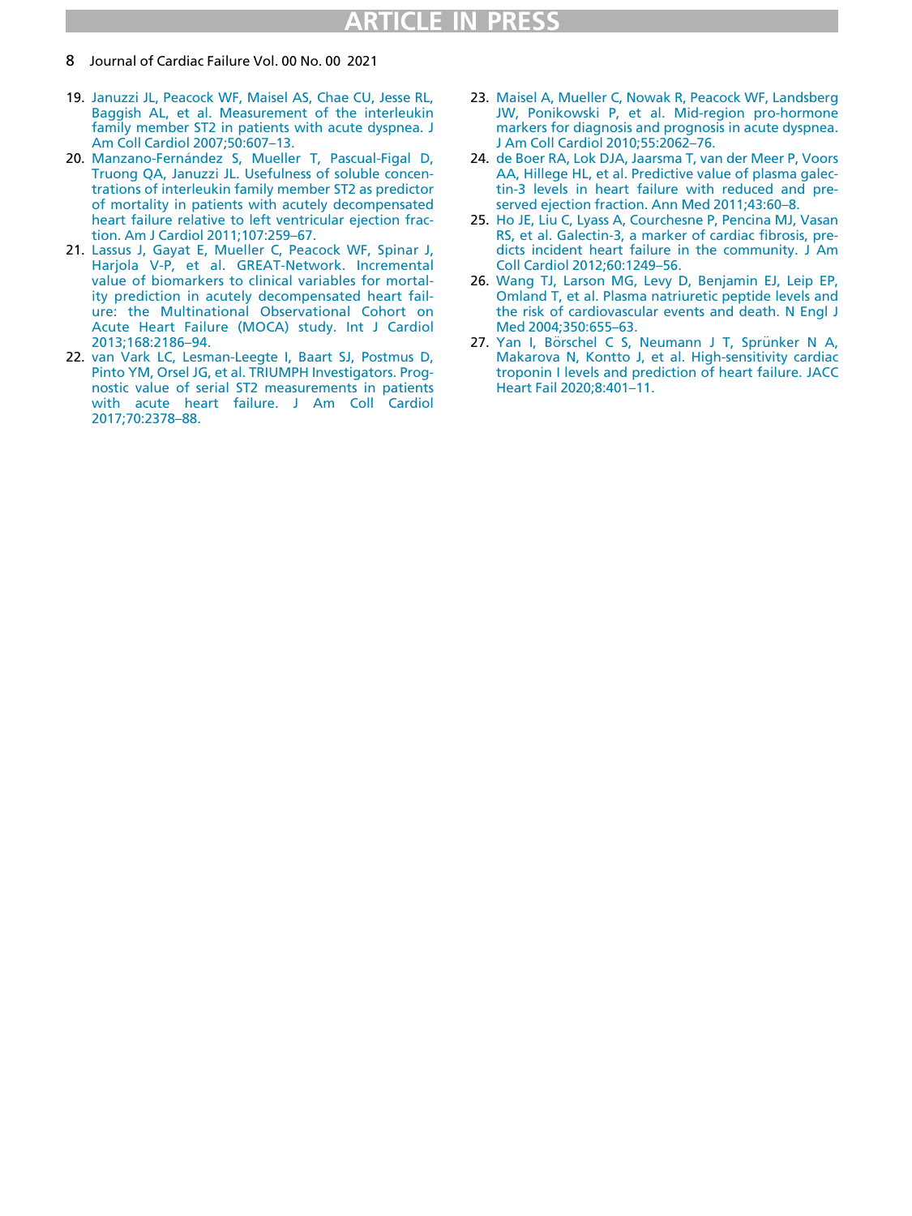19. Januzzi JL, Peacock WF, Maisel AS, Chae CU, Jesse RL, Baggish AL, et al. Measurement of the interleukin family member ST2 in patients with acute dyspnea. J Am Coll Cardiol 2007;50:607–13.
20. Manzano-Fernández S, Mueller T, Pascual-Figal D, Truong QA, Januzzi JL. Usefulness of soluble concentrations of interleukin family member ST2 as predictor of mortality in patients with acutely decompensated heart failure relative to left ventricular ejection fraction. Am J Cardiol 2011;107:259–67.
21. Lassus J, Gayat E, Mueller C, Peacock WF, Spinar J, Harjola V-P, et al. GREAT-Network. Incremental value of biomarkers to clinical variables for mortality prediction in acutely decompensated heart failure: the Multinational Observational Cohort on Acute Heart Failure (MOCA) study. Int J Cardiol 2013;168:2186–94.
22. van Vark LC, Lesman-Leegte I, Baart SJ, Postmus D, Pinto YM, Orsel JG, et al. TRIUMPH Investigators. Prognostic value of serial ST2 measurements in patients with acute heart failure. J Am Coll Cardiol 2017;70:2378–88.
23. Maisel A, Mueller C, Nowak R, Peacock WF, Landsberg JW, Ponikowski P, et al. Mid-region pro-hormone markers for diagnosis and prognosis in acute dyspnea. J Am Coll Cardiol 2010;55:2062–76.
24. de Boer RA, Lok DJA, Jaarsma T, van der Meer P, Voors AA, Hillege HL, et al. Predictive value of plasma galectin-3 levels in heart failure with reduced and preserved ejection fraction. Ann Med 2011;43:60–8.
25. Ho JE, Liu C, Lyass A, Courchesne P, Pencina MJ, Vasan RS, et al. Galectin-3, a marker of cardiac fibrosis, predicts incident heart failure in the community. J Am Coll Cardiol 2012;60:1249–56.
26. Wang TJ, Larson MG, Levy D, Benjamin EJ, Leip EP, Omland T, et al. Plasma natriuretic peptide levels and the risk of cardiovascular events and death. N Engl J Med 2004;350:655–63.
27. Yan I, Börschel C S, Neumann J T, Sprünker N A, Makarova N, Kontto J, et al. High-sensitivity cardiac troponin I levels and prediction of heart failure. JACC Heart Fail 2020;8:401–11.